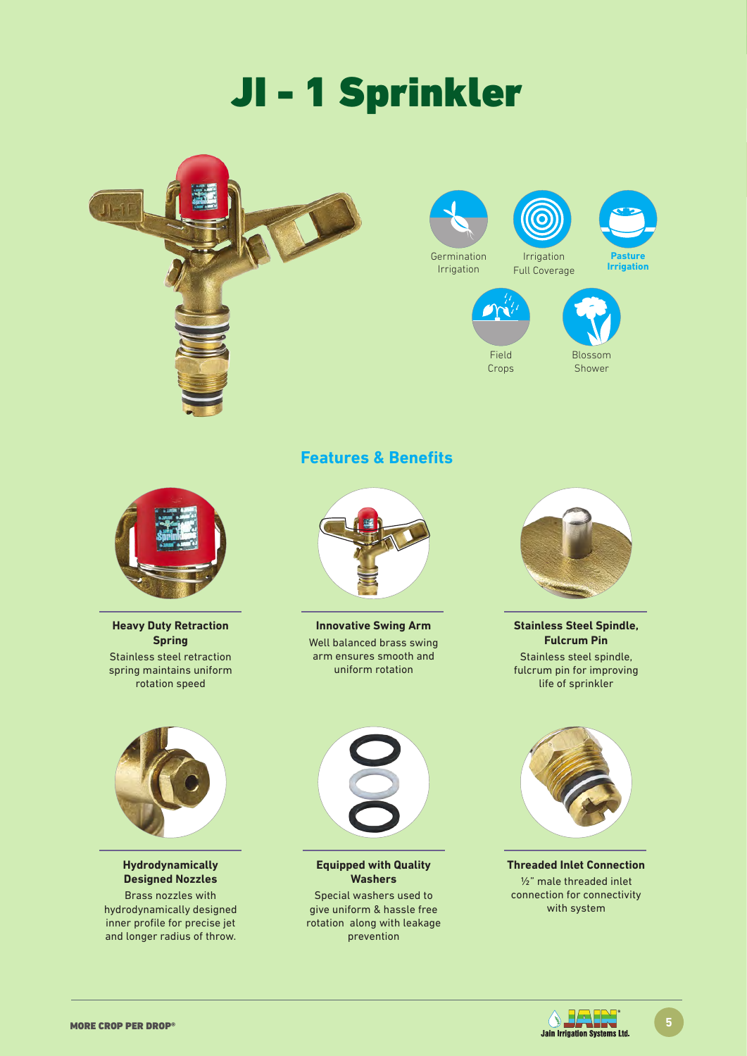# JI - 1 Sprinkler

Germination Irrigation

Irrigation Full Coverage

**Pasture Irrigation**

Field Crops

Blossom Shower

## Features & Benefits

**Heavy Duty Retraction Spring**
Stainless steel retraction spring maintains uniform rotation speed

**Innovative Swing Arm**
Well balanced brass swing arm ensures smooth and uniform rotation

**Stainless Steel Spindle, Fulcrum Pin**
Stainless steel spindle, fulcrum pin for improving life of sprinkler

**Hydrodynamically Designed Nozzles**
Brass nozzles with hydrodynamically designed inner profile for precise jet and longer radius of throw.

**Equipped with Quality Washers**
Special washers used to give uniform & hassle free rotation along with leakage prevention

**Threaded Inlet Connection**
½" male threaded inlet connection for connectivity with system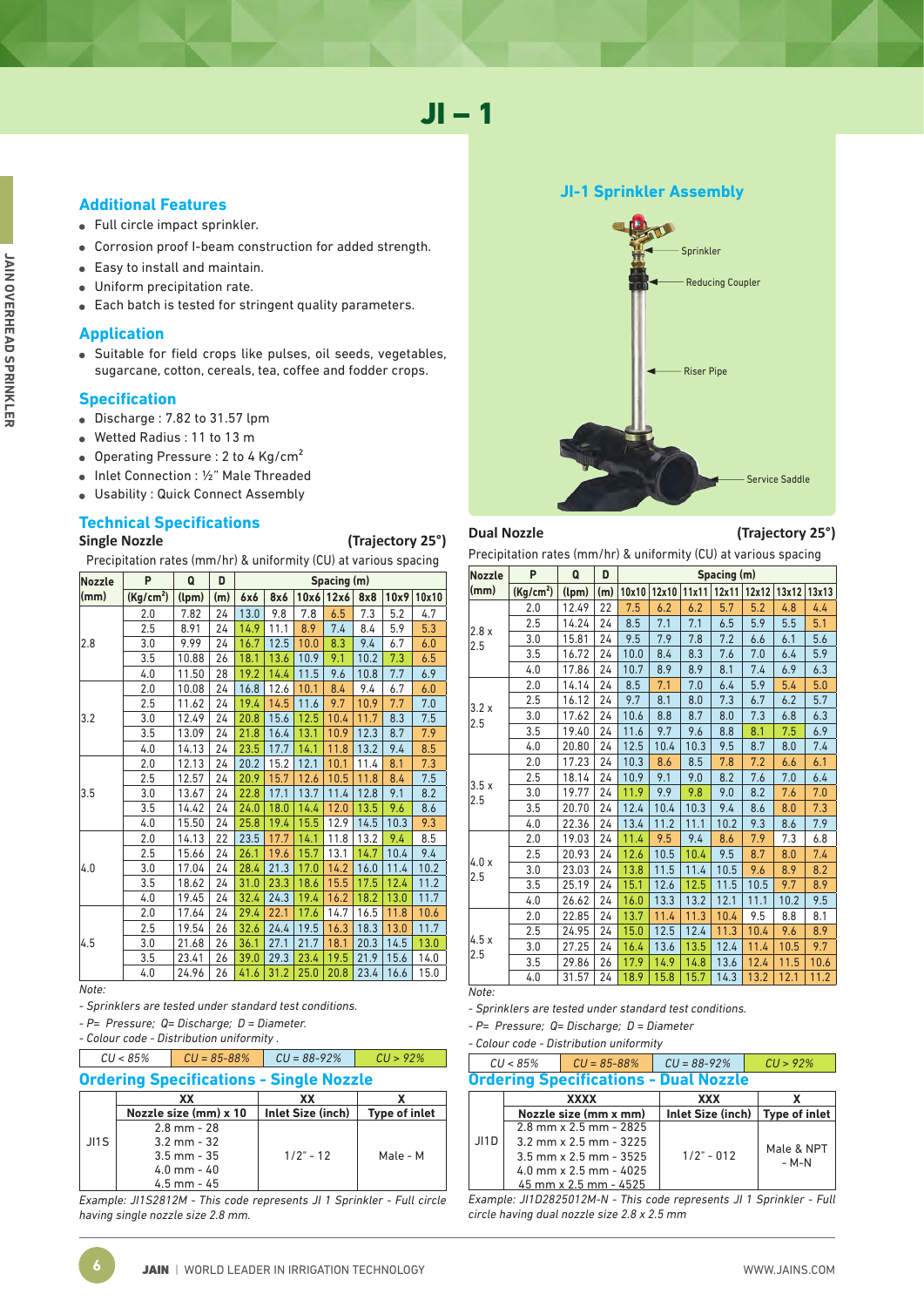# JI – 1

## Additional Features

- Full circle impact sprinkler.
- Corrosion proof I-beam construction for added strength.
- Easy to install and maintain.
- Uniform precipitation rate.
- Each batch is tested for stringent quality parameters.

## Application

- Suitable for field crops like pulses, oil seeds, vegetables, sugarcane, cotton, cereals, tea, coffee and fodder crops.

## Specification

- Discharge : 7.82 to 31.57 lpm
- Wetted Radius : 11 to 13 m
- Operating Pressure : 2 to 4 Kg/cm$^2$
- Inlet Connection : ½" Male Threaded
- Usability : Quick Connect Assembly

## JI-1 Sprinkler Assembly

Sprinkler

Reducing Coupler

Riser Pipe

Service Saddle

## Technical Specifications

### Single Nozzle (Trajectory 25°)

Precipitation rates (mm/hr) & uniformity (CU) at various spacing

| Nozzle (mm) | P (Kg/cm$^2$) | Q (lpm) | D (m) | Spacing (m) 6x6 | 8x6 | 10x6 | 12x6 | 8x8 | 10x9 | 10x10 |
|---|---|---|---|---|---|---|---|---|---|---|
| 2.8 | 2.0 | 7.82 | 24 | 13.0 | 9.8 | 7.8 | 6.5 | 7.3 | 5.2 | 4.7 |
| | 2.5 | 8.91 | 24 | 14.9 | 11.1 | 8.9 | 7.4 | 8.4 | 5.9 | 5.3 |
| | 3.0 | 9.99 | 24 | 16.7 | 12.5 | 10.0 | 8.3 | 9.4 | 6.7 | 6.0 |
| | 3.5 | 10.88 | 26 | 18.1 | 13.6 | 10.9 | 9.1 | 10.2 | 7.3 | 6.5 |
| | 4.0 | 11.50 | 28 | 19.2 | 14.4 | 11.5 | 9.6 | 10.8 | 7.7 | 6.9 |
| 3.2 | 2.0 | 10.08 | 24 | 16.8 | 12.6 | 10.1 | 8.4 | 9.4 | 6.7 | 6.0 |
| | 2.5 | 11.62 | 24 | 19.4 | 14.5 | 11.6 | 9.7 | 10.9 | 7.7 | 7.0 |
| | 3.0 | 12.49 | 24 | 20.8 | 15.6 | 12.5 | 10.4 | 11.7 | 8.3 | 7.5 |
| | 3.5 | 13.09 | 24 | 21.8 | 16.4 | 13.1 | 10.9 | 12.3 | 8.7 | 7.9 |
| | 4.0 | 14.13 | 24 | 23.5 | 17.7 | 14.1 | 11.8 | 13.2 | 9.4 | 8.5 |
| 3.5 | 2.0 | 12.13 | 24 | 20.2 | 15.2 | 12.1 | 10.1 | 11.4 | 8.1 | 7.3 |
| | 2.5 | 12.57 | 24 | 20.9 | 15.7 | 12.6 | 10.5 | 11.8 | 8.4 | 7.5 |
| | 3.0 | 13.67 | 24 | 22.8 | 17.1 | 13.7 | 11.4 | 12.8 | 9.1 | 8.2 |
| | 3.5 | 14.42 | 24 | 24.0 | 18.0 | 14.4 | 12.0 | 13.5 | 9.6 | 8.6 |
| | 4.0 | 15.50 | 24 | 25.8 | 19.4 | 15.5 | 12.9 | 14.5 | 10.3 | 9.3 |
| 4.0 | 2.0 | 14.13 | 22 | 23.5 | 17.7 | 14.1 | 11.8 | 13.2 | 9.4 | 8.5 |
| | 2.5 | 15.66 | 24 | 26.1 | 19.6 | 15.7 | 13.1 | 14.7 | 10.4 | 9.4 |
| | 3.0 | 17.04 | 24 | 28.4 | 21.3 | 17.0 | 14.2 | 16.0 | 11.4 | 10.2 |
| | 3.5 | 18.62 | 24 | 31.0 | 23.3 | 18.6 | 15.5 | 17.5 | 12.4 | 11.2 |
| | 4.0 | 19.45 | 24 | 32.4 | 24.3 | 19.4 | 16.2 | 18.2 | 13.0 | 11.7 |
| 4.5 | 2.0 | 17.64 | 24 | 29.4 | 22.1 | 17.6 | 14.7 | 16.5 | 11.8 | 10.6 |
| | 2.5 | 19.54 | 26 | 32.6 | 24.4 | 19.5 | 16.3 | 18.3 | 13.0 | 11.7 |
| | 3.0 | 21.68 | 26 | 36.1 | 27.1 | 21.7 | 18.1 | 20.3 | 14.5 | 13.0 |
| | 3.5 | 23.41 | 26 | 39.0 | 29.3 | 23.4 | 19.5 | 21.9 | 15.6 | 14.0 |
| | 4.0 | 24.96 | 26 | 41.6 | 31.2 | 25.0 | 20.8 | 23.4 | 16.6 | 15.0 |

*Note:*

*- Sprinklers are tested under standard test conditions.*

*- P= Pressure; Q= Discharge; D = Diameter.*

*- Colour code - Distribution uniformity .*

| CU < 85% | CU = 85-88% | CU = 88-92% | CU > 92% |
|---|---|---|---|

### Ordering Specifications - Single Nozzle

| | XX | XX | X |
|---|---|---|---|
| | Nozzle size (mm) x 10 | Inlet Size (inch) | Type of inlet |
| JI1S | 2.8 mm - 28<br>3.2 mm - 32<br>3.5 mm - 35<br>4.0 mm - 40<br>4.5 mm - 45 | 1/2" - 12 | Male - M |

*Example: JI1S2812M - This code represents JI 1 Sprinkler - Full circle having single nozzle size 2.8 mm.*

### Dual Nozzle (Trajectory 25°)

Precipitation rates (mm/hr) & uniformity (CU) at various spacing

| Nozzle (mm) | P (Kg/cm$^2$) | Q (lpm) | D (m) | Spacing (m) 10x10 | 12x10 | 11x11 | 12x11 | 12x12 | 13x12 | 13x13 |
|---|---|---|---|---|---|---|---|---|---|---|
| 2.8 x 2.5 | 2.0 | 12.49 | 22 | 7.5 | 6.2 | 6.2 | 5.7 | 5.2 | 4.8 | 4.4 |
| | 2.5 | 14.24 | 24 | 8.5 | 7.1 | 7.1 | 6.5 | 5.9 | 5.5 | 5.1 |
| | 3.0 | 15.81 | 24 | 9.5 | 7.9 | 7.8 | 7.2 | 6.6 | 6.1 | 5.6 |
| | 3.5 | 16.72 | 24 | 10.0 | 8.4 | 8.3 | 7.6 | 7.0 | 6.4 | 5.9 |
| | 4.0 | 17.86 | 24 | 10.7 | 8.9 | 8.9 | 8.1 | 7.4 | 6.9 | 6.3 |
| 3.2 x 2.5 | 2.0 | 14.14 | 24 | 8.5 | 7.1 | 7.0 | 6.4 | 5.9 | 5.4 | 5.0 |
| | 2.5 | 16.12 | 24 | 9.7 | 8.1 | 8.0 | 7.3 | 6.7 | 6.2 | 5.7 |
| | 3.0 | 17.62 | 24 | 10.6 | 8.8 | 8.7 | 8.0 | 7.3 | 6.8 | 6.3 |
| | 3.5 | 19.40 | 24 | 11.6 | 9.7 | 9.6 | 8.8 | 8.1 | 7.5 | 6.9 |
| | 4.0 | 20.80 | 24 | 12.5 | 10.4 | 10.3 | 9.5 | 8.7 | 8.0 | 7.4 |
| 3.5 x 2.5 | 2.0 | 17.23 | 24 | 10.3 | 8.6 | 8.5 | 7.8 | 7.2 | 6.6 | 6.1 |
| | 2.5 | 18.14 | 24 | 10.9 | 9.1 | 9.0 | 8.2 | 7.6 | 7.0 | 6.4 |
| | 3.0 | 19.77 | 24 | 11.9 | 9.9 | 9.8 | 9.0 | 8.2 | 7.6 | 7.0 |
| | 3.5 | 20.70 | 24 | 12.4 | 10.4 | 10.3 | 9.4 | 8.6 | 8.0 | 7.3 |
| | 4.0 | 22.36 | 24 | 13.4 | 11.2 | 11.1 | 10.2 | 9.3 | 8.6 | 7.9 |
| 4.0 x 2.5 | 2.0 | 19.03 | 24 | 11.4 | 9.5 | 9.4 | 8.6 | 7.9 | 7.3 | 6.8 |
| | 2.5 | 20.93 | 24 | 12.6 | 10.5 | 10.4 | 9.5 | 8.7 | 8.0 | 7.4 |
| | 3.0 | 23.03 | 24 | 13.8 | 11.5 | 11.4 | 10.5 | 9.6 | 8.9 | 8.2 |
| | 3.5 | 25.19 | 24 | 15.1 | 12.6 | 12.5 | 11.5 | 10.5 | 9.7 | 8.9 |
| | 4.0 | 26.62 | 24 | 16.0 | 13.3 | 13.2 | 12.1 | 11.1 | 10.2 | 9.5 |
| 4.5 x 2.5 | 2.0 | 22.85 | 24 | 13.7 | 11.4 | 11.3 | 10.4 | 9.5 | 8.8 | 8.1 |
| | 2.5 | 24.95 | 24 | 15.0 | 12.5 | 12.4 | 11.3 | 10.4 | 9.6 | 8.9 |
| | 3.0 | 27.25 | 24 | 16.4 | 13.6 | 13.5 | 12.4 | 11.4 | 10.5 | 9.7 |
| | 3.5 | 29.86 | 26 | 17.9 | 14.9 | 14.8 | 13.6 | 12.4 | 11.5 | 10.6 |
| | 4.0 | 31.57 | 24 | 18.9 | 15.8 | 15.7 | 14.3 | 13.2 | 12.1 | 11.2 |

*Note:*

*- Sprinklers are tested under standard test conditions.*

*- P= Pressure; Q= Discharge; D = Diameter*

*- Colour code - Distribution uniformity*

| CU < 85% | CU = 85-88% | CU = 88-92% | CU > 92% |
|---|---|---|---|

### Ordering Specifications - Dual Nozzle

| | XXXX | XXX | X |
|---|---|---|---|
| | Nozzle size (mm x mm) | Inlet Size (inch) | Type of inlet |
| JI1D | 2.8 mm x 2.5 mm - 2825<br>3.2 mm x 2.5 mm - 3225<br>3.5 mm x 2.5 mm - 3525<br>4.0 mm x 2.5 mm - 4025<br>45 mm x 2.5 mm - 4525 | 1/2" - 012 | Male & NPT - M-N |

*Example: JI1D2825012M-N - This code represents JI 1 Sprinkler - Full circle having dual nozzle size 2.8 x 2.5 mm*